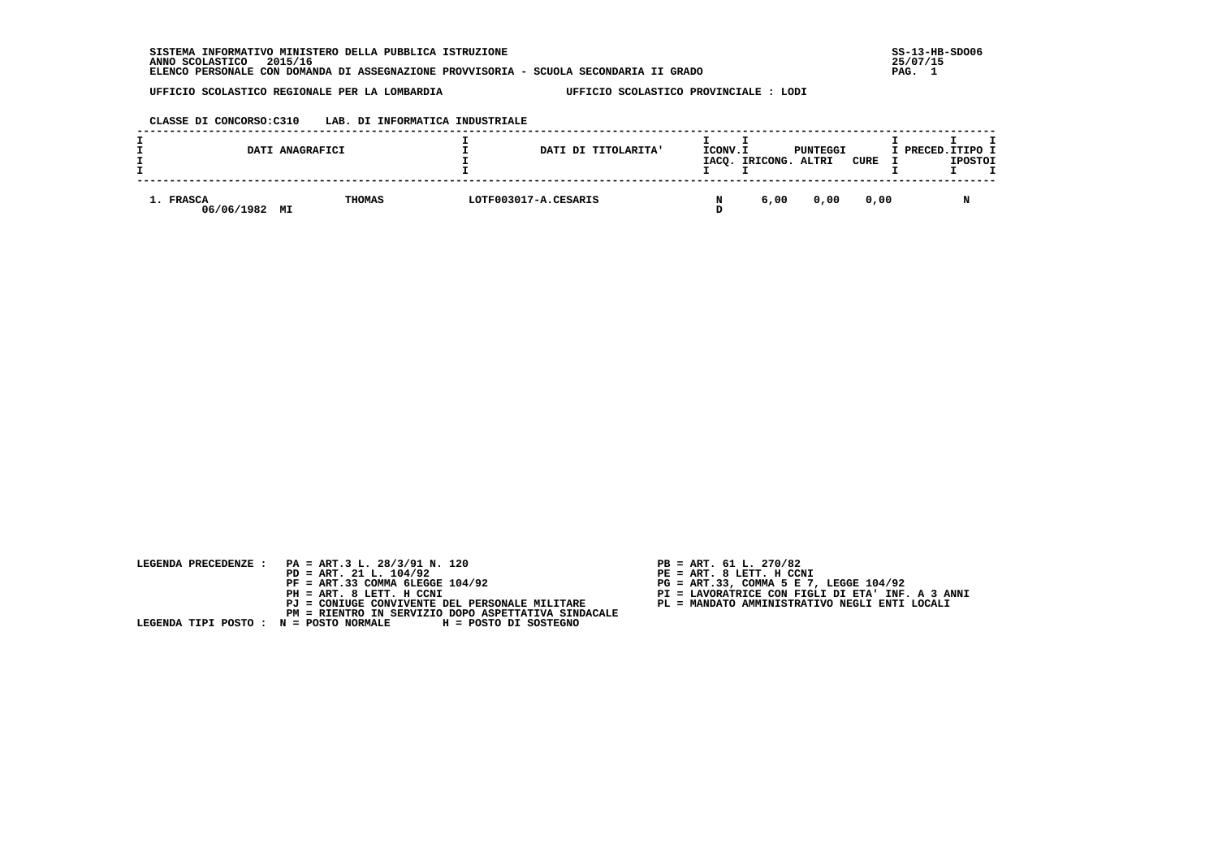SISTEMA INFORMATIVO MINISTERO DELLA PUBBLICA ISTRUZIONE
ANNO SCOLASTICO 2015/16
ELENCO PERSONALE CON DOMANDA DI ASSEGNAZIONE PROVVISORIA - SCUOLA SECONDARIA II GRADO

SS-13-HB-SDO06
25/07/15

UFFICIO SCOLASTICO REGIONALE PER LA LOMBARDIA　　UFFICIO SCOLASTICO PROVINCIALE : LODI

CLASSE DI CONCORSO:C310　　LAB. DI INFORMATICA INDUSTRIALE

| DATI ANAGRAFICI | | | DATI DI TITOLARITA' | ICONV. IACQ. | PUNTEGGI RICONG. | PUNTEGGI ALTRI | PUNTEGGI CURE | PRECED. | TIPO POSTO |
|---|---|---|---|---|---|---|---|---|---|
| 1. FRASCA 06/06/1982 | MI | THOMAS | LOTF003017-A.CESARIS | N D | 6,00 | 0,00 | 0,00 | | N |

LEGENDA PRECEDENZE :
- PA = ART.3 L. 28/3/91 N. 120
- PB = ART. 61 L. 270/82
- PD = ART. 21 L. 104/92
- PE = ART. 8 LETT. H CCNI
- PF = ART.33 COMMA 6LEGGE 104/92
- PG = ART.33, COMMA 5 E 7, LEGGE 104/92
- PH = ART. 8 LETT. H CCNI
- PI = LAVORATRICE CON FIGLI DI ETA' INF. A 3 ANNI
- PJ = CONIUGE CONVIVENTE DEL PERSONALE MILITARE
- PL = MANDATO AMMINISTRATIVO NEGLI ENTI LOCALI
- PM = RIENTRO IN SERVIZIO DOPO ASPETTATIVA SINDACALE

LEGENDA TIPI POSTO : N = POSTO NORMALE　　H = POSTO DI SOSTEGNO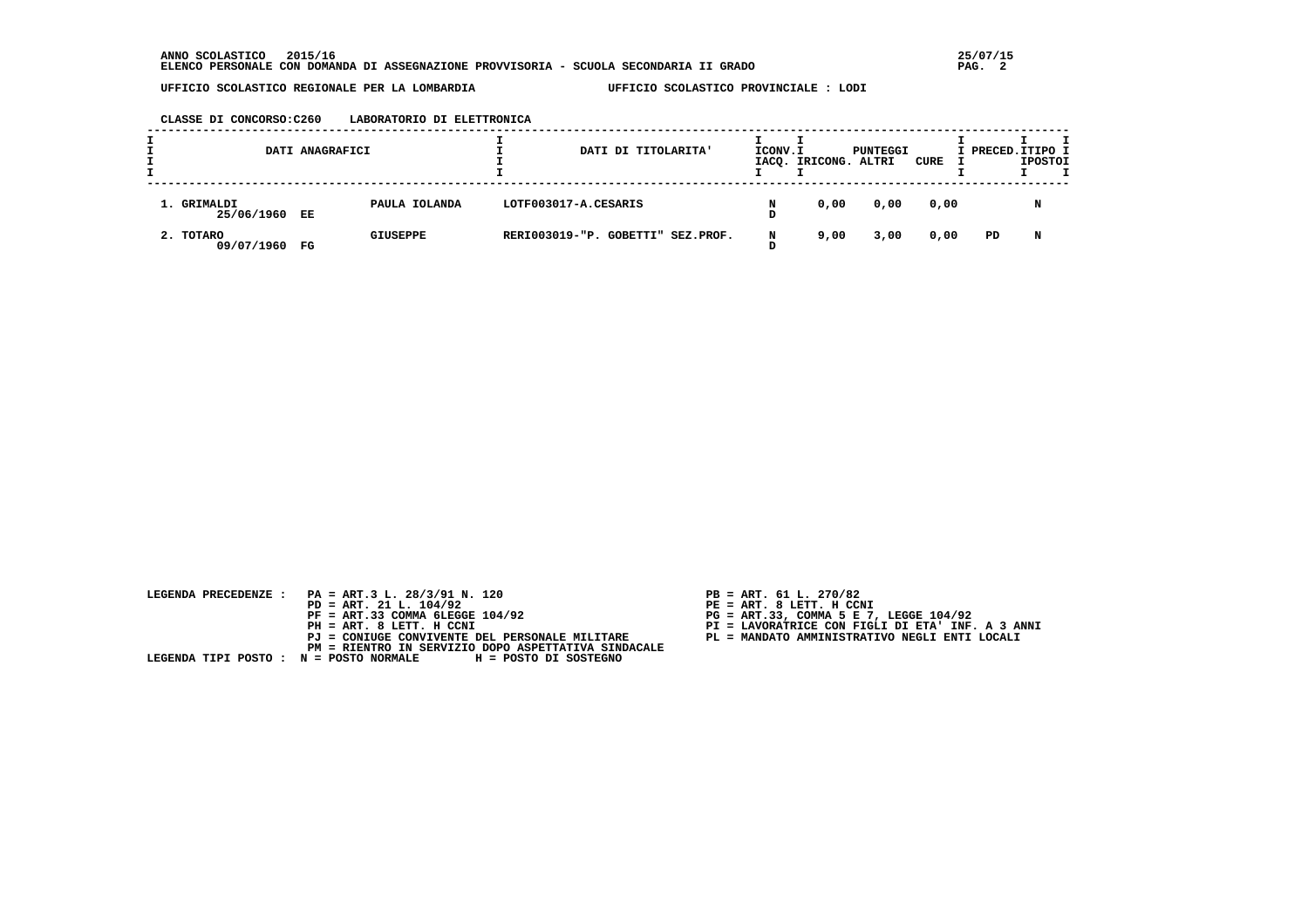**ANNO SCOLASTICO 2015/16**
**ELENCO PERSONALE CON DOMANDA DI ASSEGNAZIONE PROVVISORIA - SCUOLA SECONDARIA II GRADO**

**UFFICIO SCOLASTICO REGIONALE PER LA LOMBARDIA** — **UFFICIO SCOLASTICO PROVINCIALE : LODI**

**CLASSE DI CONCORSO:C260 LABORATORIO DI ELETTRONICA**

| DATI ANAGRAFICI | | | DATI DI TITOLARITA' | ICONV. IACQ. | PUNTEGGI RICONG. | ALTRI | CURE | PRECED. | TIPO POSTO |
|---|---|---|---|---|---|---|---|---|---|
| 1. GRIMALDI 25/06/1960 | EE | PAULA IOLANDA | LOTF003017-A.CESARIS | N D | 0,00 | 0,00 | 0,00 | | N |
| 2. TOTARO 09/07/1960 | FG | GIUSEPPE | RERI003019-"P. GOBETTI" SEZ.PROF. | N D | 9,00 | 3,00 | 0,00 | PD | N |

LEGENDA PRECEDENZE :
- PA = ART.3 L. 28/3/91 N. 120
- PB = ART. 61 L. 270/82
- PD = ART. 21 L. 104/92
- PE = ART. 8 LETT. H CCNI
- PF = ART.33 COMMA 6LEGGE 104/92
- PG = ART.33, COMMA 5 E 7, LEGGE 104/92
- PH = ART. 8 LETT. H CCNI
- PI = LAVORATRICE CON FIGLI DI ETA' INF. A 3 ANNI
- PJ = CONIUGE CONVIVENTE DEL PERSONALE MILITARE
- PL = MANDATO AMMINISTRATIVO NEGLI ENTI LOCALI
- PM = RIENTRO IN SERVIZIO DOPO ASPETTATIVA SINDACALE

LEGENDA TIPI POSTO : N = POSTO NORMALE H = POSTO DI SOSTEGNO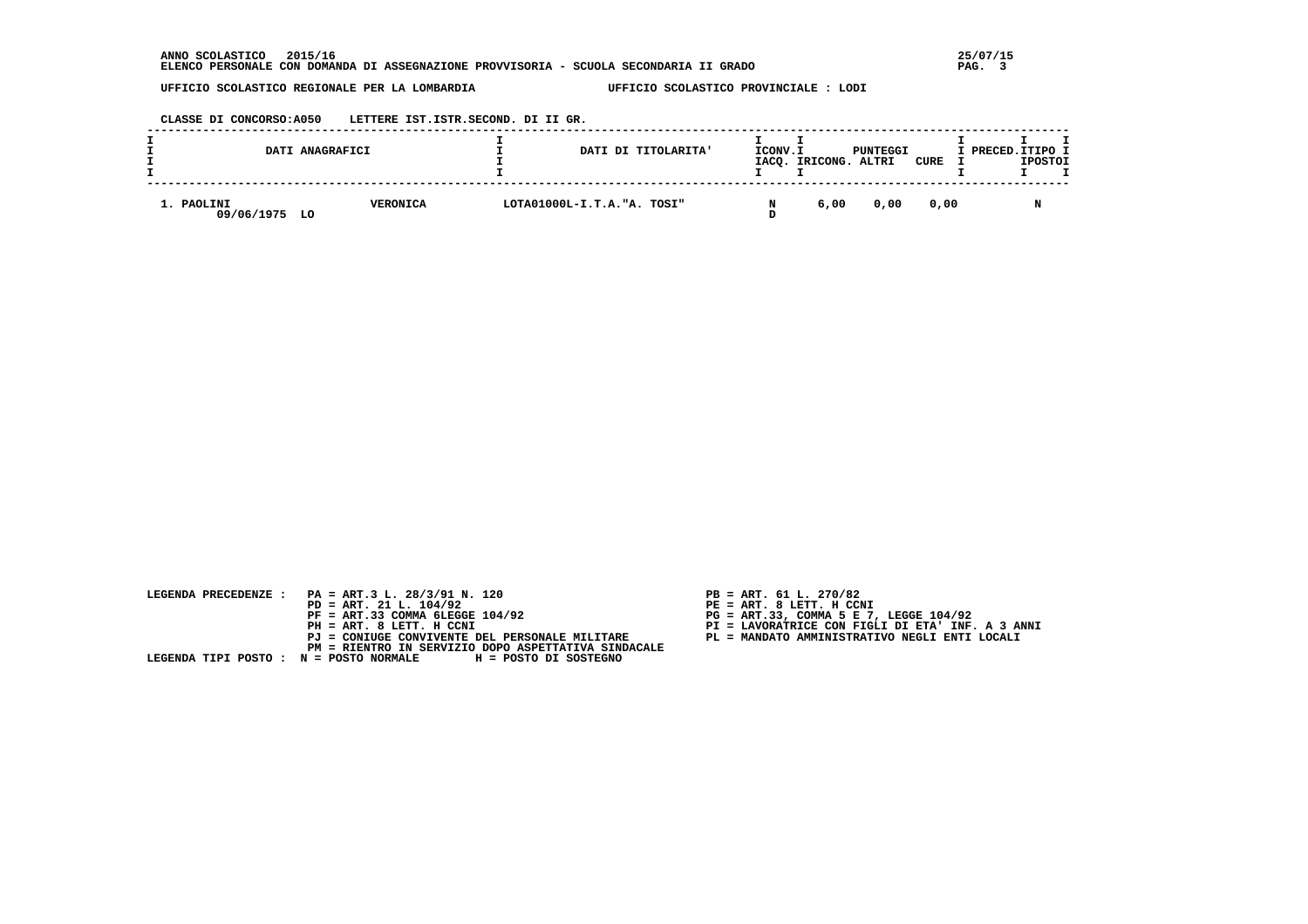**ANNO SCOLASTICO 2015/16**
**ELENCO PERSONALE CON DOMANDA DI ASSEGNAZIONE PROVVISORIA - SCUOLA SECONDARIA II GRADO**

**UFFICIO SCOLASTICO REGIONALE PER LA LOMBARDIA** — **UFFICIO SCOLASTICO PROVINCIALE : LODI**

**CLASSE DI CONCORSO:A050 LETTERE IST.ISTR.SECOND. DI II GR.**

| DATI ANAGRAFICI | | DATI DI TITOLARITA' | CONV. IACQ. | PUNTEGGI RICONG. | ALTRI | CURE | PRECED. | TIPO POSTO |
|---|---|---|---|---|---|---|---|---|
| 1. PAOLINI 09/06/1975 LO | VERONICA | LOTA01000L-I.T.A."A. TOSI" | N D | 6,00 | 0,00 | 0,00 | | N |

LEGENDA PRECEDENZE :
- PA = ART.3 L. 28/3/91 N. 120
- PB = ART. 61 L. 270/82
- PD = ART. 21 L. 104/92
- PE = ART. 8 LETT. H CCNI
- PF = ART.33 COMMA 6LEGGE 104/92
- PG = ART.33, COMMA 5 E 7, LEGGE 104/92
- PH = ART. 8 LETT. H CCNI
- PI = LAVORATRICE CON FIGLI DI ETA' INF. A 3 ANNI
- PJ = CONIUGE CONVIVENTE DEL PERSONALE MILITARE
- PL = MANDATO AMMINISTRATIVO NEGLI ENTI LOCALI
- PM = RIENTRO IN SERVIZIO DOPO ASPETTATIVA SINDACALE

LEGENDA TIPI POSTO : N = POSTO NORMALE H = POSTO DI SOSTEGNO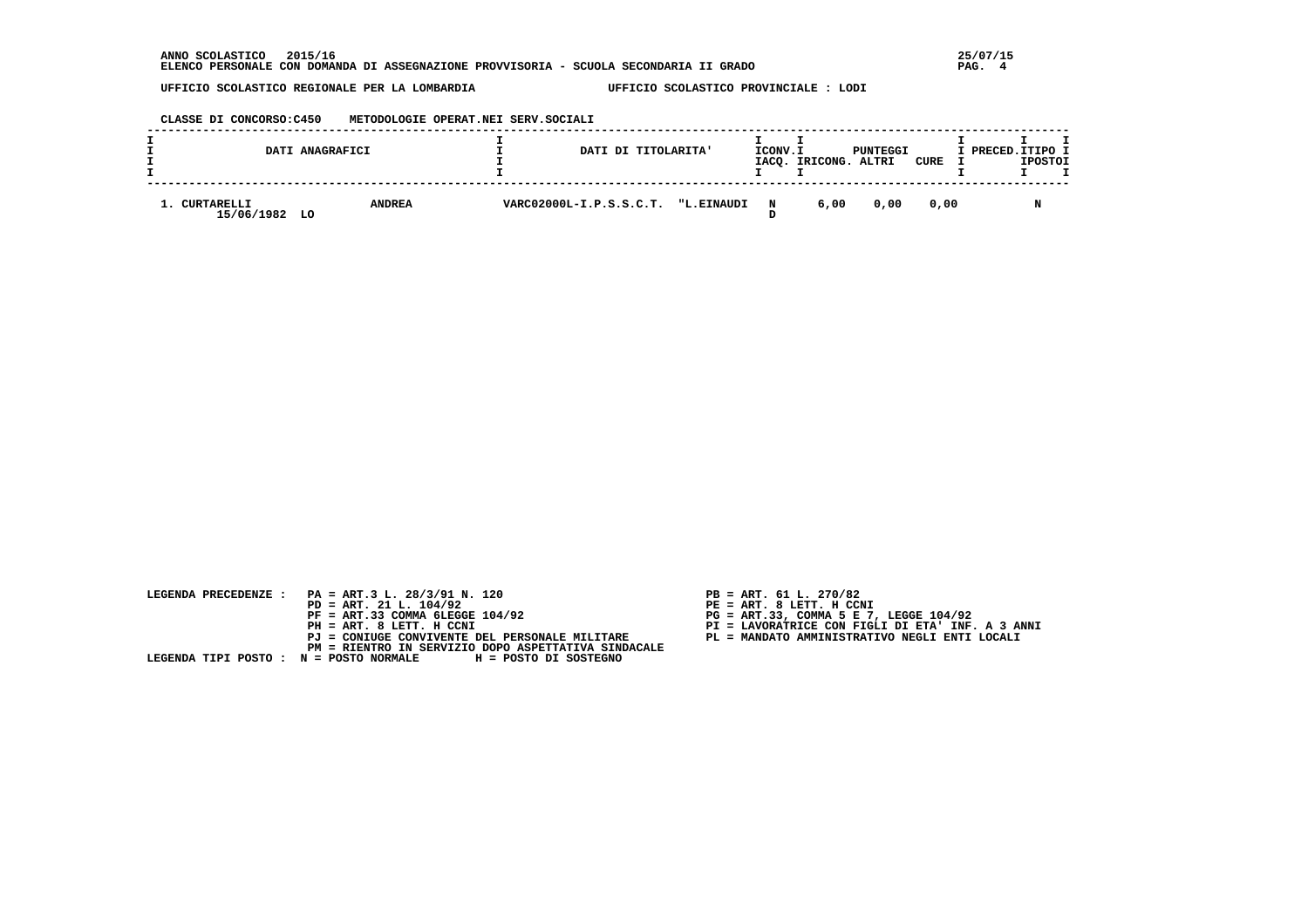ANNO SCOLASTICO 2015/16

ELENCO PERSONALE CON DOMANDA DI ASSEGNAZIONE PROVVISORIA - SCUOLA SECONDARIA II GRADO

UFFICIO SCOLASTICO REGIONALE PER LA LOMBARDIA — UFFICIO SCOLASTICO PROVINCIALE : LODI

CLASSE DI CONCORSO:C450 METODOLOGIE OPERAT.NEI SERV.SOCIALI

| DATI ANAGRAFICI | | DATI DI TITOLARITA' | CONV. ACQ. | PUNTEGGI RICONG. | ALTRI | CURE | PRECED. | TIPO POSTO |
|---|---|---|---|---|---|---|---|---|
| 1. CURTARELLI 15/06/1982 LO | ANDREA | VARC02000L-I.P.S.S.C.T. "L.EINAUDI | N D | 6,00 | 0,00 | 0,00 | | N |

LEGENDA PRECEDENZE :
- PA = ART.3 L. 28/3/91 N. 120
- PB = ART. 61 L. 270/82
- PD = ART. 21 L. 104/92
- PE = ART. 8 LETT. H CCNI
- PF = ART.33 COMMA 6LEGGE 104/92
- PG = ART.33, COMMA 5 E 7, LEGGE 104/92
- PH = ART. 8 LETT. H CCNI
- PI = LAVORATRICE CON FIGLI DI ETA' INF. A 3 ANNI
- PJ = CONIUGE CONVIVENTE DEL PERSONALE MILITARE
- PL = MANDATO AMMINISTRATIVO NEGLI ENTI LOCALI
- PM = RIENTRO IN SERVIZIO DOPO ASPETTATIVA SINDACALE

LEGENDA TIPI POSTO : N = POSTO NORMALE H = POSTO DI SOSTEGNO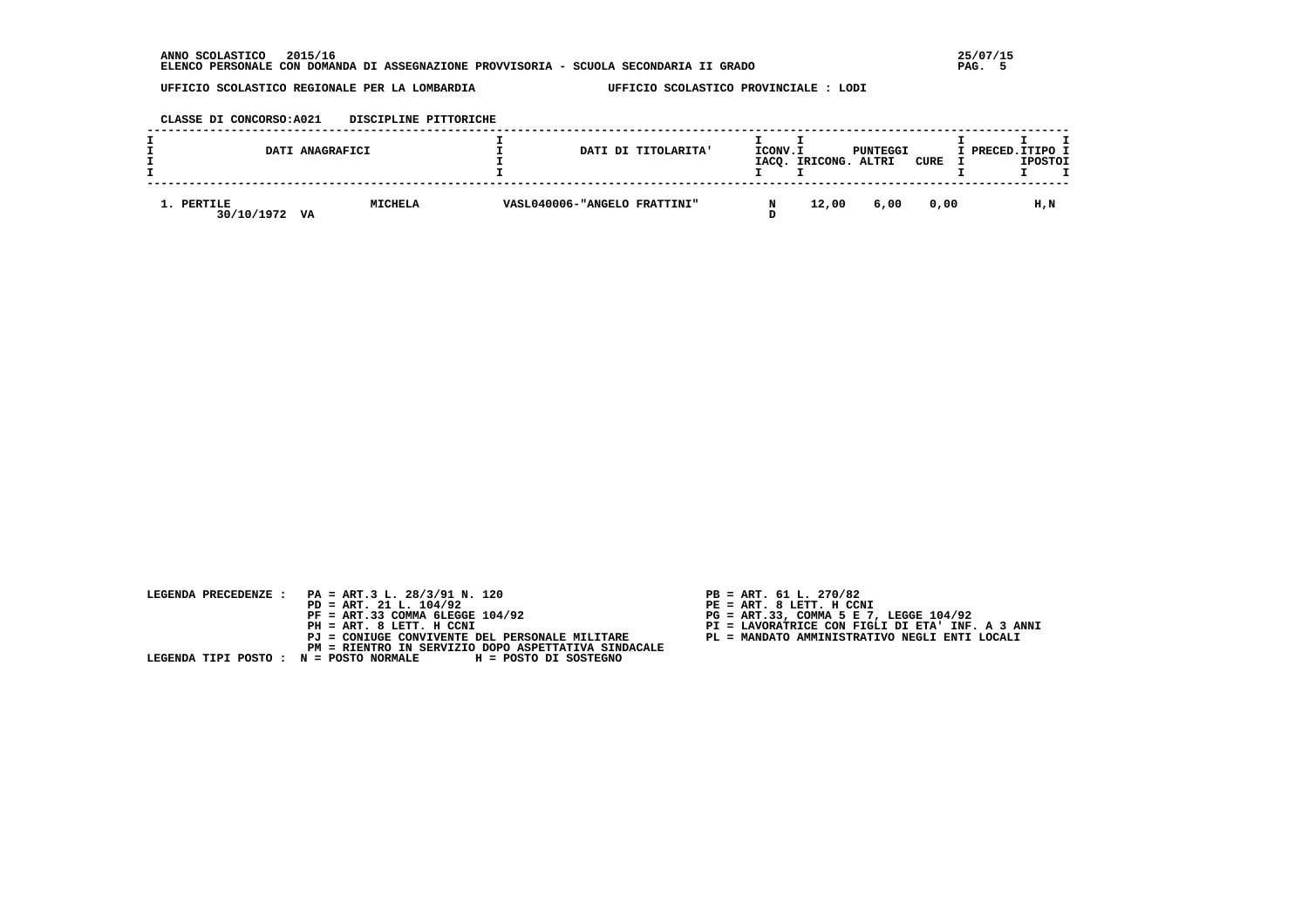**ANNO SCOLASTICO 2015/16**
**ELENCO PERSONALE CON DOMANDA DI ASSEGNAZIONE PROVVISORIA - SCUOLA SECONDARIA II GRADO**

25/07/15

**UFFICIO SCOLASTICO REGIONALE PER LA LOMBARDIA** — **UFFICIO SCOLASTICO PROVINCIALE : LODI**

**CLASSE DI CONCORSO:A021 DISCIPLINE PITTORICHE**

| DATI ANAGRAFICI | | DATI DI TITOLARITA' | CONV. ACQ. | PUNTEGGI RICONG. | PUNTEGGI ALTRI | PUNTEGGI CURE | PRECED. | TIPO POSTO |
|---|---|---|---|---|---|---|---|---|
| 1. PERTILE 30/10/1972 VA | MICHELA | VASL040006-"ANGELO FRATTINI" | N D | 12,00 | 6,00 | 0,00 | | H,N |

LEGENDA PRECEDENZE :
- PA = ART.3 L. 28/3/91 N. 120
- PB = ART. 61 L. 270/82
- PD = ART. 21 L. 104/92
- PE = ART. 8 LETT. H CCNI
- PF = ART.33 COMMA 6LEGGE 104/92
- PG = ART.33, COMMA 5 E 7, LEGGE 104/92
- PH = ART. 8 LETT. H CCNI
- PI = LAVORATRICE CON FIGLI DI ETA' INF. A 3 ANNI
- PJ = CONIUGE CONVIVENTE DEL PERSONALE MILITARE
- PL = MANDATO AMMINISTRATIVO NEGLI ENTI LOCALI
- PM = RIENTRO IN SERVIZIO DOPO ASPETTATIVA SINDACALE

LEGENDA TIPI POSTO : N = POSTO NORMALE H = POSTO DI SOSTEGNO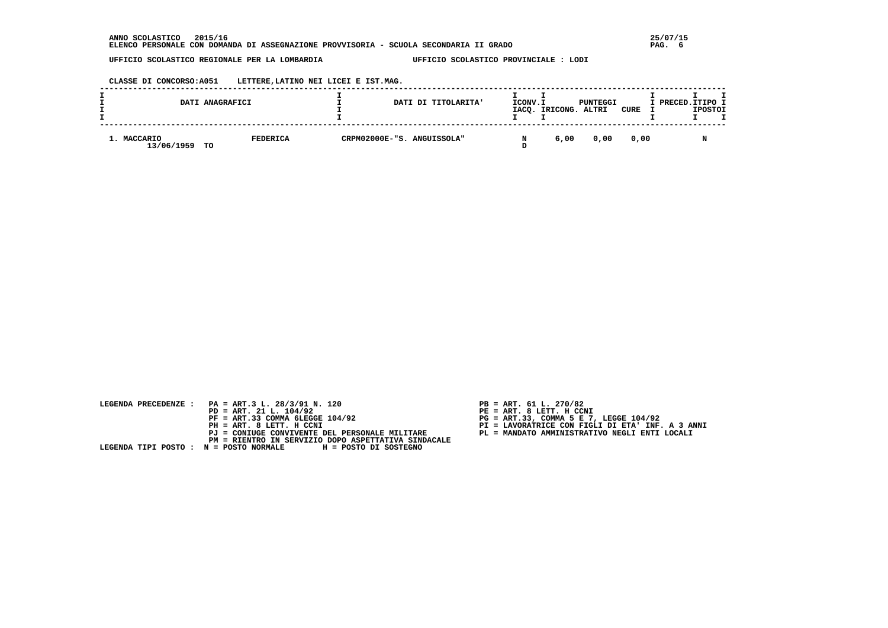ANNO SCOLASTICO 2015/16 25/07/15

ELENCO PERSONALE CON DOMANDA DI ASSEGNAZIONE PROVVISORIA - SCUOLA SECONDARIA II GRADO

UFFICIO SCOLASTICO REGIONALE PER LA LOMBARDIA UFFICIO SCOLASTICO PROVINCIALE : LODI

CLASSE DI CONCORSO:A051 LETTERE,LATINO NEI LICEI E IST.MAG.

| DATI ANAGRAFICI | | DATI DI TITOLARITA' | CONV. ACQ. | PUNTEGGI RICONG. | PUNTEGGI ALTRI | CURE | PRECED. | TIPO POSTO |
|---|---|---|---|---|---|---|---|---|
| 1. MACCARIO 13/06/1959 TO | FEDERICA | CRPM02000E-"S. ANGUISSOLA" | N D | 6,00 | 0,00 | 0,00 | | N |

LEGENDA PRECEDENZE :
- PA = ART.3 L. 28/3/91 N. 120
- PB = ART. 61 L. 270/82
- PD = ART. 21 L. 104/92
- PE = ART. 8 LETT. H CCNI
- PF = ART.33 COMMA 6LEGGE 104/92
- PG = ART.33, COMMA 5 E 7, LEGGE 104/92
- PH = ART. 8 LETT. H CCNI
- PI = LAVORATRICE CON FIGLI DI ETA' INF. A 3 ANNI
- PJ = CONIUGE CONVIVENTE DEL PERSONALE MILITARE
- PL = MANDATO AMMINISTRATIVO NEGLI ENTI LOCALI
- PM = RIENTRO IN SERVIZIO DOPO ASPETTATIVA SINDACALE

LEGENDA TIPI POSTO : N = POSTO NORMALE H = POSTO DI SOSTEGNO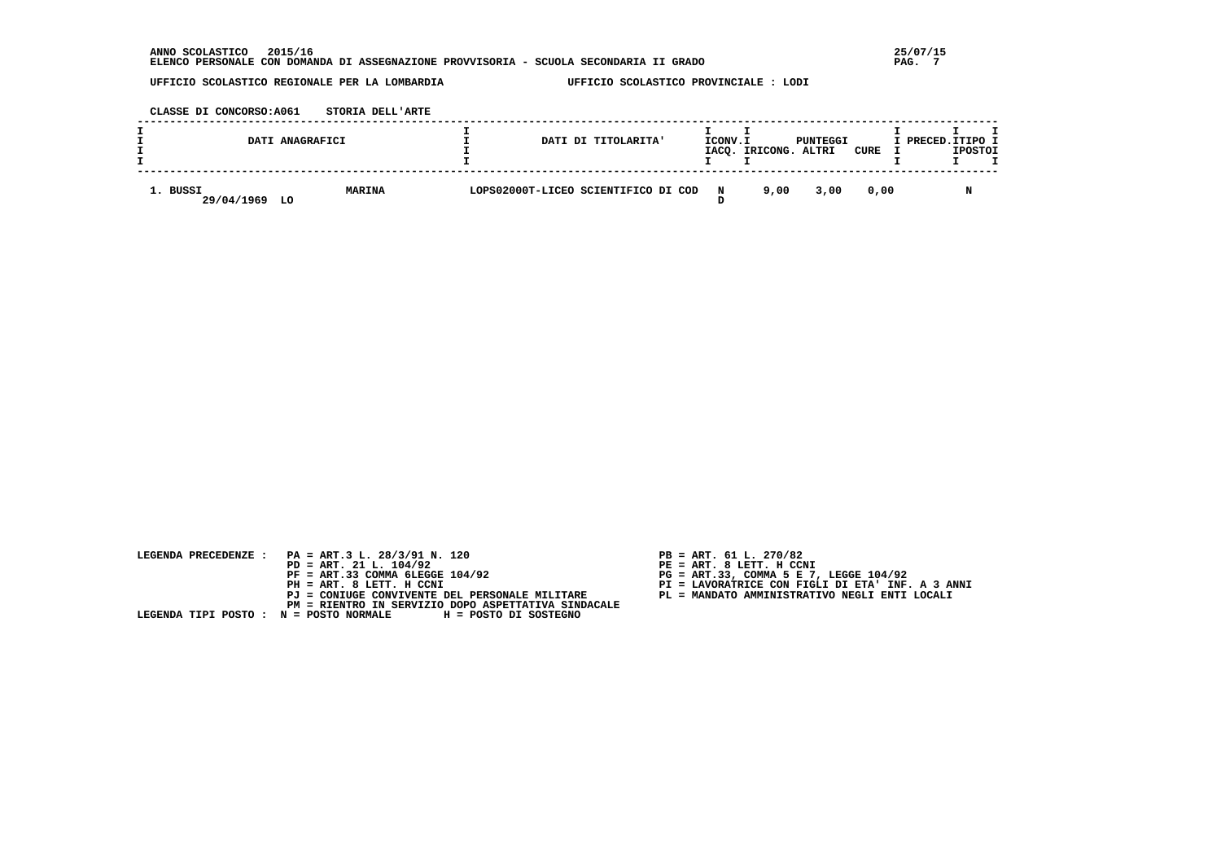ANNO SCOLASTICO 2015/16

ELENCO PERSONALE CON DOMANDA DI ASSEGNAZIONE PROVVISORIA - SCUOLA SECONDARIA II GRADO

UFFICIO SCOLASTICO REGIONALE PER LA LOMBARDIA — UFFICIO SCOLASTICO PROVINCIALE : LODI

CLASSE DI CONCORSO:A061 STORIA DELL'ARTE

| DATI ANAGRAFICI | | DATI DI TITOLARITA' | CONV. ACQ. | PUNTEGGI RICONG. | PUNTEGGI ALTRI | PUNTEGGI CURE | PRECED. | TIPO POSTO |
|---|---|---|---|---|---|---|---|---|
| 1. BUSSI 29/04/1969 LO | MARINA | LOPS02000T-LICEO SCIENTIFICO DI COD | N D | 9,00 | 3,00 | 0,00 | | N |

LEGENDA PRECEDENZE :
- PA = ART.3 L. 28/3/91 N. 120
- PB = ART. 61 L. 270/82
- PD = ART. 21 L. 104/92
- PE = ART. 8 LETT. H CCNI
- PF = ART.33 COMMA 6LEGGE 104/92
- PG = ART.33, COMMA 5 E 7, LEGGE 104/92
- PH = ART. 8 LETT. H CCNI
- PI = LAVORATRICE CON FIGLI DI ETA' INF. A 3 ANNI
- PJ = CONIUGE CONVIVENTE DEL PERSONALE MILITARE
- PL = MANDATO AMMINISTRATIVO NEGLI ENTI LOCALI
- PM = RIENTRO IN SERVIZIO DOPO ASPETTATIVA SINDACALE

LEGENDA TIPI POSTO : N = POSTO NORMALE H = POSTO DI SOSTEGNO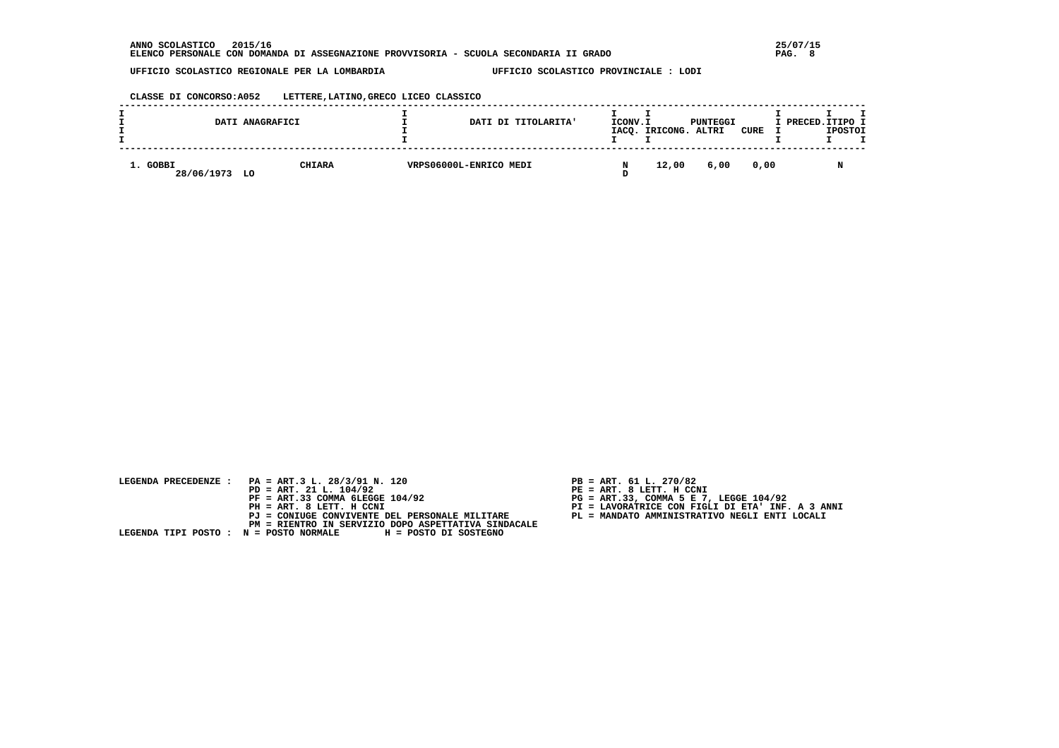**ANNO SCOLASTICO 2015/16**
**ELENCO PERSONALE CON DOMANDA DI ASSEGNAZIONE PROVVISORIA - SCUOLA SECONDARIA II GRADO**

**UFFICIO SCOLASTICO REGIONALE PER LA LOMBARDIA** **UFFICIO SCOLASTICO PROVINCIALE : LODI**

**CLASSE DI CONCORSO:A052 LETTERE,LATINO,GRECO LICEO CLASSICO**

| DATI ANAGRAFICI | | DATI DI TITOLARITA' | CONV. ACQ. | PUNTEGGI RICONG. | ALTRI | CURE | PRECED. | TIPO POSTO |
|---|---|---|---|---|---|---|---|---|
| 1. GOBBI 28/06/1973 LO | CHIARA | VRPS06000L-ENRICO MEDI | N D | 12,00 | 6,00 | 0,00 | | N |

LEGENDA PRECEDENZE :
- PA = ART.3 L. 28/3/91 N. 120
- PB = ART. 61 L. 270/82
- PD = ART. 21 L. 104/92
- PE = ART. 8 LETT. H CCNI
- PF = ART.33 COMMA 6LEGGE 104/92
- PG = ART.33, COMMA 5 E 7, LEGGE 104/92
- PH = ART. 8 LETT. H CCNI
- PI = LAVORATRICE CON FIGLI DI ETA' INF. A 3 ANNI
- PJ = CONIUGE CONVIVENTE DEL PERSONALE MILITARE
- PL = MANDATO AMMINISTRATIVO NEGLI ENTI LOCALI
- PM = RIENTRO IN SERVIZIO DOPO ASPETTATIVA SINDACALE

LEGENDA TIPI POSTO : N = POSTO NORMALE H = POSTO DI SOSTEGNO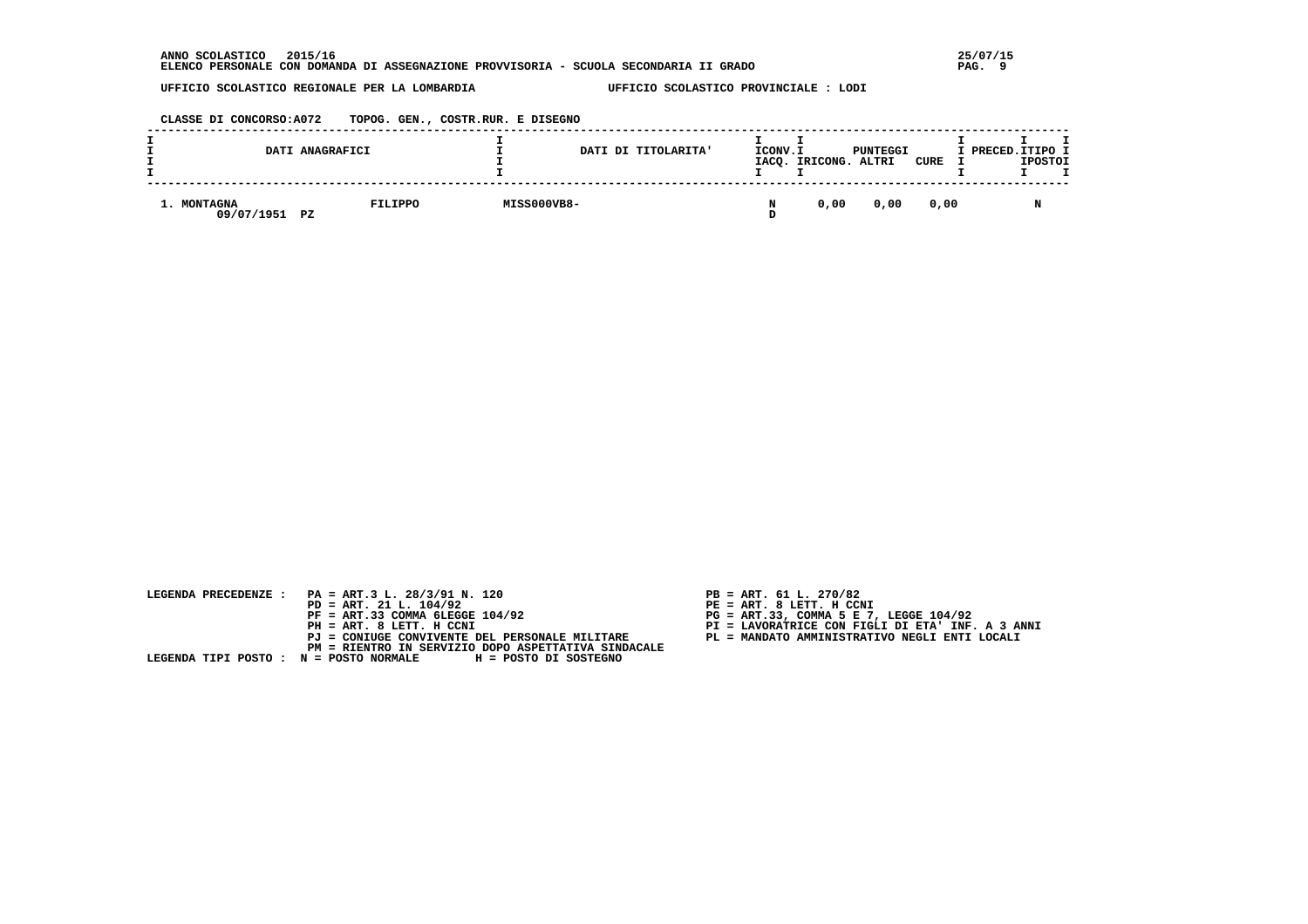**ANNO SCOLASTICO 2015/16**
**ELENCO PERSONALE CON DOMANDA DI ASSEGNAZIONE PROVVISORIA - SCUOLA SECONDARIA II GRADO**

25/07/15

**UFFICIO SCOLASTICO REGIONALE PER LA LOMBARDIA** | **UFFICIO SCOLASTICO PROVINCIALE : LODI**

**CLASSE DI CONCORSO:A072 TOPOG. GEN., COSTR.RUR. E DISEGNO**

| DATI ANAGRAFICI | | DATI DI TITOLARITA' | CONV. IACQ. | PUNTEGGI RICONG. | PUNTEGGI ALTRI | CURE | PRECED. | TIPO POSTO |
|---|---|---|---|---|---|---|---|---|
| 1. MONTAGNA 09/07/1951 PZ | FILIPPO | MISS000VB8- | N D | 0,00 | 0,00 | 0,00 | | N |

LEGENDA PRECEDENZE :
- PA = ART.3 L. 28/3/91 N. 120
- PB = ART. 61 L. 270/82
- PD = ART. 21 L. 104/92
- PE = ART. 8 LETT. H CCNI
- PF = ART.33 COMMA 6LEGGE 104/92
- PG = ART.33, COMMA 5 E 7, LEGGE 104/92
- PH = ART. 8 LETT. H CCNI
- PI = LAVORATRICE CON FIGLI DI ETA' INF. A 3 ANNI
- PJ = CONIUGE CONVIVENTE DEL PERSONALE MILITARE
- PL = MANDATO AMMINISTRATIVO NEGLI ENTI LOCALI
- PM = RIENTRO IN SERVIZIO DOPO ASPETTATIVA SINDACALE

LEGENDA TIPI POSTO : N = POSTO NORMALE H = POSTO DI SOSTEGNO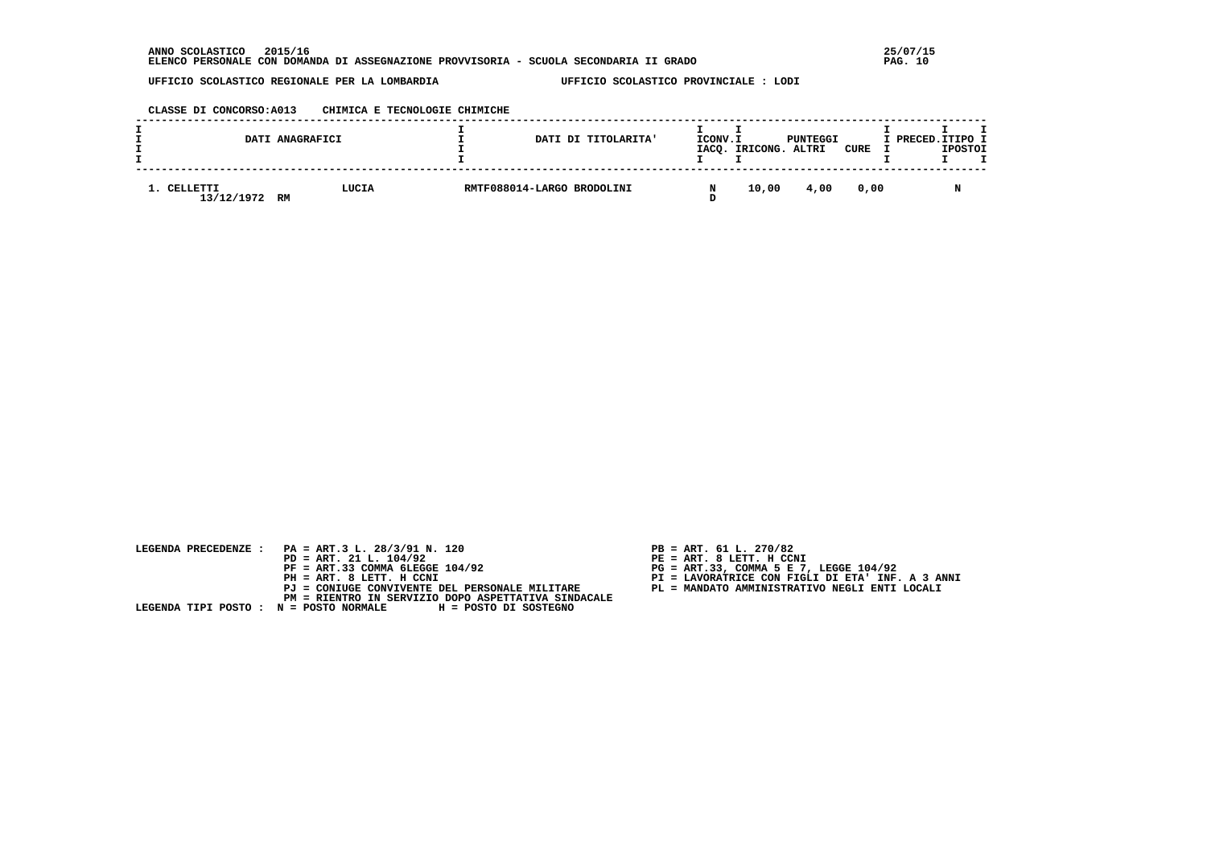**ANNO SCOLASTICO 2015/16**
**ELENCO PERSONALE CON DOMANDA DI ASSEGNAZIONE PROVVISORIA - SCUOLA SECONDARIA II GRADO**

25/07/15

**UFFICIO SCOLASTICO REGIONALE PER LA LOMBARDIA** — **UFFICIO SCOLASTICO PROVINCIALE : LODI**

**CLASSE DI CONCORSO:A013 CHIMICA E TECNOLOGIE CHIMICHE**

| DATI ANAGRAFICI | | DATI DI TITOLARITA' | CONV. ACQ. | RICONG. | PUNTEGGI ALTRI | CURE | PRECED. | TIPO POSTO |
|---|---|---|---|---|---|---|---|---|
| 1. CELLETTI 13/12/1972 RM | LUCIA | RMTF088014-LARGO BRODOLINI | N D | 10,00 | 4,00 | 0,00 | | N |

LEGENDA PRECEDENZE :
- PA = ART.3 L. 28/3/91 N. 120
- PB = ART. 61 L. 270/82
- PD = ART. 21 L. 104/92
- PE = ART. 8 LETT. H CCNI
- PF = ART.33 COMMA 6LEGGE 104/92
- PG = ART.33, COMMA 5 E 7, LEGGE 104/92
- PH = ART. 8 LETT. H CCNI
- PI = LAVORATRICE CON FIGLI DI ETA' INF. A 3 ANNI
- PJ = CONIUGE CONVIVENTE DEL PERSONALE MILITARE
- PL = MANDATO AMMINISTRATIVO NEGLI ENTI LOCALI
- PM = RIENTRO IN SERVIZIO DOPO ASPETTATIVA SINDACALE

LEGENDA TIPI POSTO : N = POSTO NORMALE H = POSTO DI SOSTEGNO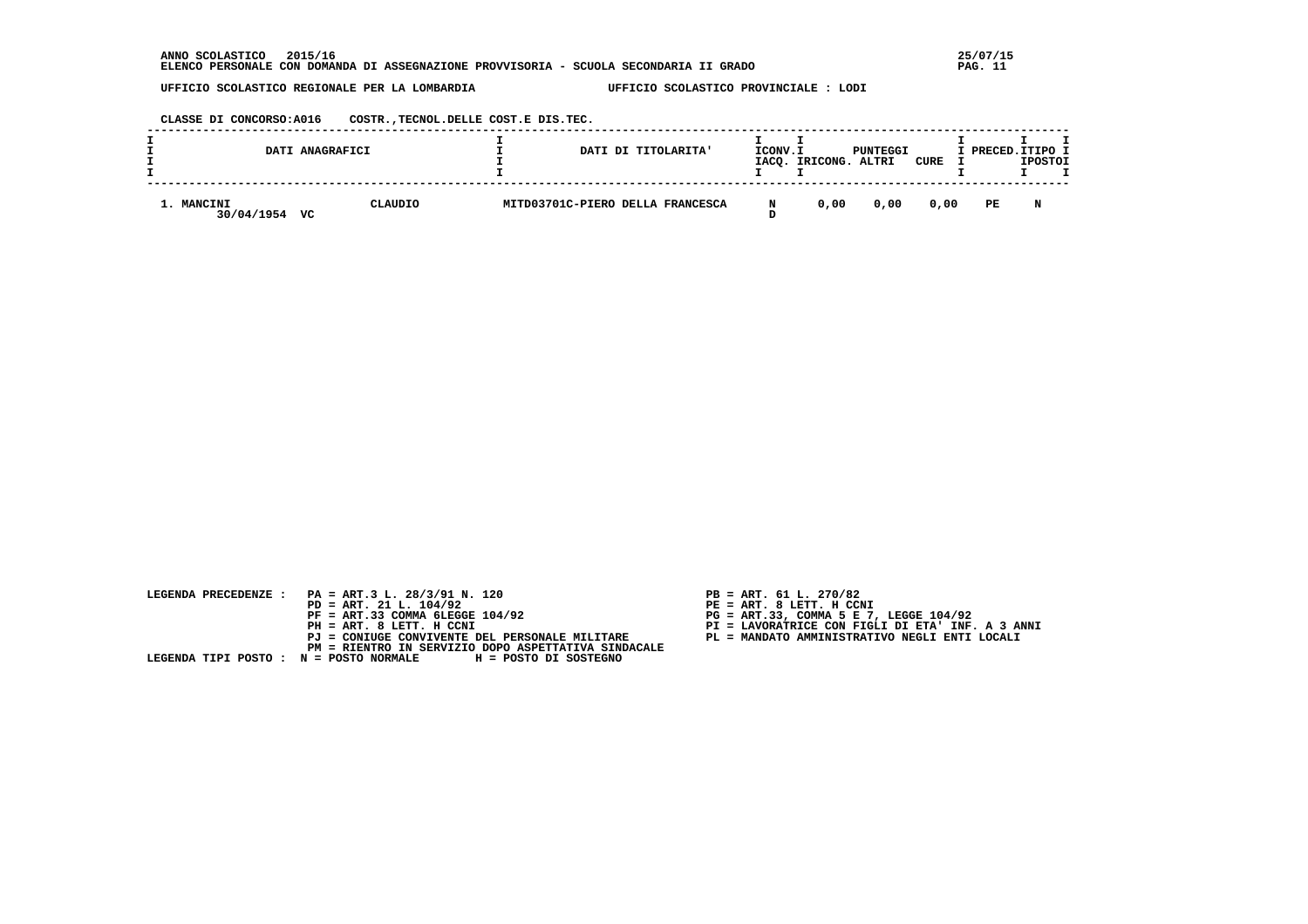**ANNO SCOLASTICO 2015/16** 25/07/15

**ELENCO PERSONALE CON DOMANDA DI ASSEGNAZIONE PROVVISORIA - SCUOLA SECONDARIA II GRADO**

**UFFICIO SCOLASTICO REGIONALE PER LA LOMBARDIA** **UFFICIO SCOLASTICO PROVINCIALE : LODI**

**CLASSE DI CONCORSO:A016 COSTR.,TECNOL.DELLE COST.E DIS.TEC.**

| DATI ANAGRAFICI | | DATI DI TITOLARITA' | CONV. ACQ. | PUNTEGGI RICONG. | ALTRI | CURE | PRECED. | TIPO POSTO |
|---|---|---|---|---|---|---|---|---|
| 1. MANCINI 30/04/1954 VC | CLAUDIO | MITD03701C-PIERO DELLA FRANCESCA | N D | 0,00 | 0,00 | 0,00 | PE | N |

LEGENDA PRECEDENZE :
- PA = ART.3 L. 28/3/91 N. 120
- PB = ART. 61 L. 270/82
- PD = ART. 21 L. 104/92
- PE = ART. 8 LETT. H CCNI
- PF = ART.33 COMMA 6LEGGE 104/92
- PG = ART.33, COMMA 5 E 7, LEGGE 104/92
- PH = ART. 8 LETT. H CCNI
- PI = LAVORATRICE CON FIGLI DI ETA' INF. A 3 ANNI
- PJ = CONIUGE CONVIVENTE DEL PERSONALE MILITARE
- PL = MANDATO AMMINISTRATIVO NEGLI ENTI LOCALI
- PM = RIENTRO IN SERVIZIO DOPO ASPETTATIVA SINDACALE

LEGENDA TIPI POSTO : N = POSTO NORMALE H = POSTO DI SOSTEGNO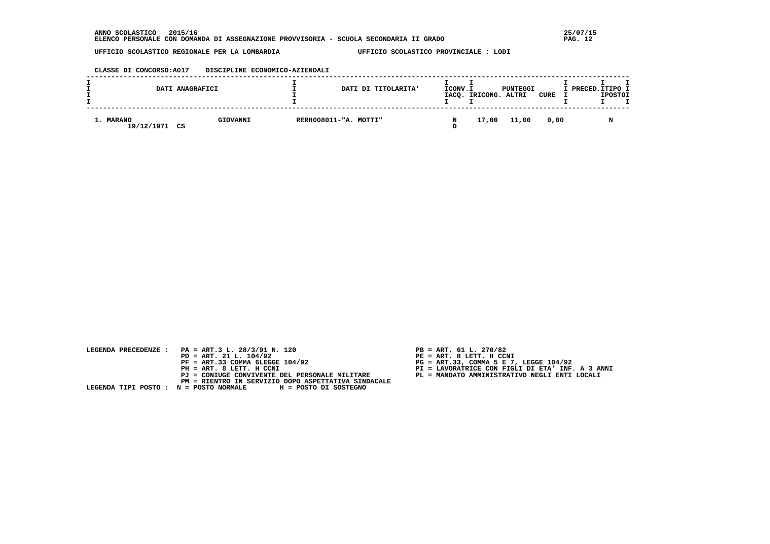**ANNO SCOLASTICO 2015/16**
**ELENCO PERSONALE CON DOMANDA DI ASSEGNAZIONE PROVVISORIA - SCUOLA SECONDARIA II GRADO**

**UFFICIO SCOLASTICO REGIONALE PER LA LOMBARDIA** — **UFFICIO SCOLASTICO PROVINCIALE : LODI**

**CLASSE DI CONCORSO:A017 DISCIPLINE ECONOMICO-AZIENDALI**

| DATI ANAGRAFICI | | DATI DI TITOLARITA' | ICONV. IACQ. | PUNTEGGI RICONG. | PUNTEGGI ALTRI | CURE | PRECED. | TIPO POSTO |
|---|---|---|---|---|---|---|---|---|
| 1. MARANO 19/12/1971 CS | GIOVANNI | RERH008011-"A. MOTTI" | N D | 17,00 | 11,00 | 0,00 | | N |

LEGENDA PRECEDENZE :
PA = ART.3 L. 28/3/91 N. 120
PB = ART. 61 L. 270/82
PD = ART. 21 L. 104/92
PE = ART. 8 LETT. H CCNI
PF = ART.33 COMMA 6LEGGE 104/92
PG = ART.33, COMMA 5 E 7, LEGGE 104/92
PH = ART. 8 LETT. H CCNI
PI = LAVORATRICE CON FIGLI DI ETA' INF. A 3 ANNI
PJ = CONIUGE CONVIVENTE DEL PERSONALE MILITARE
PL = MANDATO AMMINISTRATIVO NEGLI ENTI LOCALI
PM = RIENTRO IN SERVIZIO DOPO ASPETTATIVA SINDACALE

LEGENDA TIPI POSTO : N = POSTO NORMALE H = POSTO DI SOSTEGNO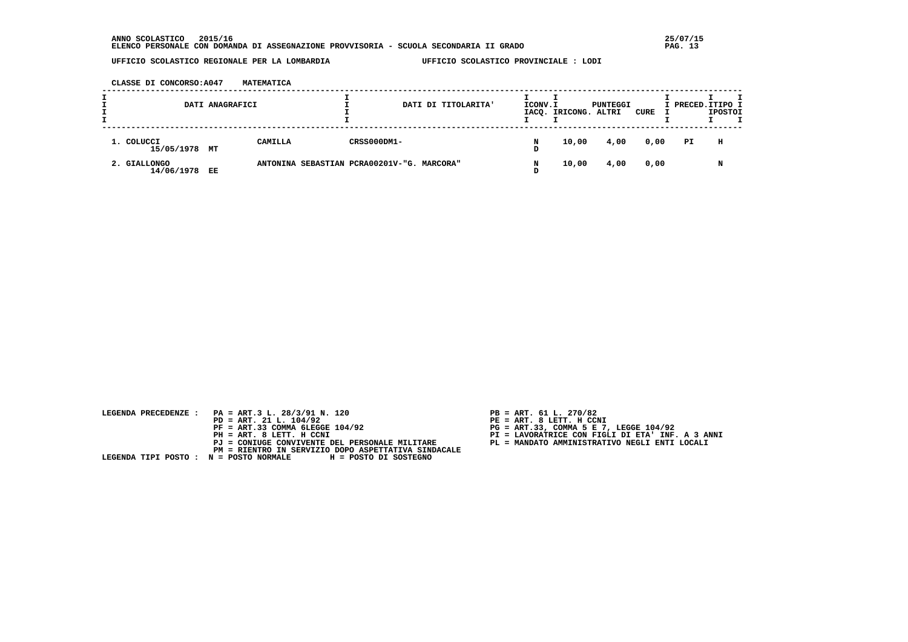**ANNO SCOLASTICO 2015/16**
**ELENCO PERSONALE CON DOMANDA DI ASSEGNAZIONE PROVVISORIA - SCUOLA SECONDARIA II GRADO**

**UFFICIO SCOLASTICO REGIONALE PER LA LOMBARDIA** — **UFFICIO SCOLASTICO PROVINCIALE : LODI**

**CLASSE DI CONCORSO:A047 MATEMATICA**

| DATI ANAGRAFICI | | | DATI DI TITOLARITA' | ICONV. IACQ. | PUNTEGGI RICONG. | PUNTEGGI ALTRI | CURE | PRECED. | TIPO POSTO |
|---|---|---|---|---|---|---|---|---|---|
| 1. COLUCCI 15/05/1978 | MT | CAMILLA | CRSS000DM1- | N D | 10,00 | 4,00 | 0,00 | PI | H |
| 2. GIALLONGO 14/06/1978 | EE | ANTONINA SEBASTIAN | PCRA00201V-"G. MARCORA" | N D | 10,00 | 4,00 | 0,00 | | N |

LEGENDA PRECEDENZE :
- PA = ART.3 L. 28/3/91 N. 120
- PB = ART. 61 L. 270/82
- PD = ART. 21 L. 104/92
- PE = ART. 8 LETT. H CCNI
- PF = ART.33 COMMA 6LEGGE 104/92
- PG = ART.33, COMMA 5 E 7, LEGGE 104/92
- PH = ART. 8 LETT. H CCNI
- PI = LAVORATRICE CON FIGLI DI ETA' INF. A 3 ANNI
- PJ = CONIUGE CONVIVENTE DEL PERSONALE MILITARE
- PL = MANDATO AMMINISTRATIVO NEGLI ENTI LOCALI
- PM = RIENTRO IN SERVIZIO DOPO ASPETTATIVA SINDACALE

LEGENDA TIPI POSTO : N = POSTO NORMALE H = POSTO DI SOSTEGNO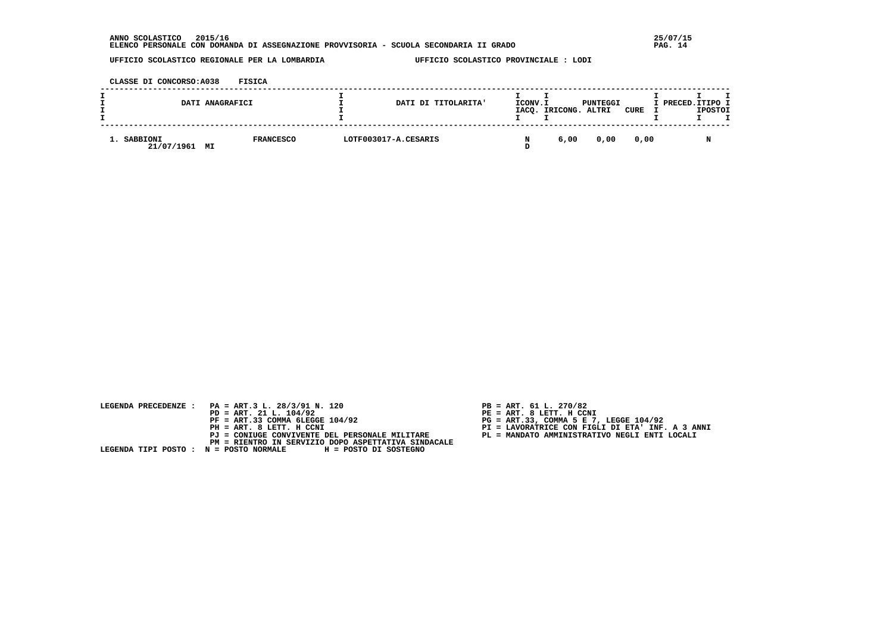**ANNO SCOLASTICO 2015/16**
**ELENCO PERSONALE CON DOMANDA DI ASSEGNAZIONE PROVVISORIA - SCUOLA SECONDARIA II GRADO**

**UFFICIO SCOLASTICO REGIONALE PER LA LOMBARDIA** — **UFFICIO SCOLASTICO PROVINCIALE : LODI**

**CLASSE DI CONCORSO:A038 FISICA**

| DATI ANAGRAFICI | | DATI DI TITOLARITA' | CONV. ACQ. | RICONG. | PUNTEGGI ALTRI | CURE | PRECED. | TIPO POSTO |
|---|---|---|---|---|---|---|---|---|
| 1. SABBIONI 21/07/1961 MI | FRANCESCO | LOTF003017-A.CESARIS | N D | 6,00 | 0,00 | 0,00 | | N |

LEGENDA PRECEDENZE :
- PA = ART.3 L. 28/3/91 N. 120
- PB = ART. 61 L. 270/82
- PD = ART. 21 L. 104/92
- PE = ART. 8 LETT. H CCNI
- PF = ART.33 COMMA 6LEGGE 104/92
- PG = ART.33, COMMA 5 E 7, LEGGE 104/92
- PH = ART. 8 LETT. H CCNI
- PI = LAVORATRICE CON FIGLI DI ETA' INF. A 3 ANNI
- PJ = CONIUGE CONVIVENTE DEL PERSONALE MILITARE
- PL = MANDATO AMMINISTRATIVO NEGLI ENTI LOCALI
- PM = RIENTRO IN SERVIZIO DOPO ASPETTATIVA SINDACALE

LEGENDA TIPI POSTO : N = POSTO NORMALE H = POSTO DI SOSTEGNO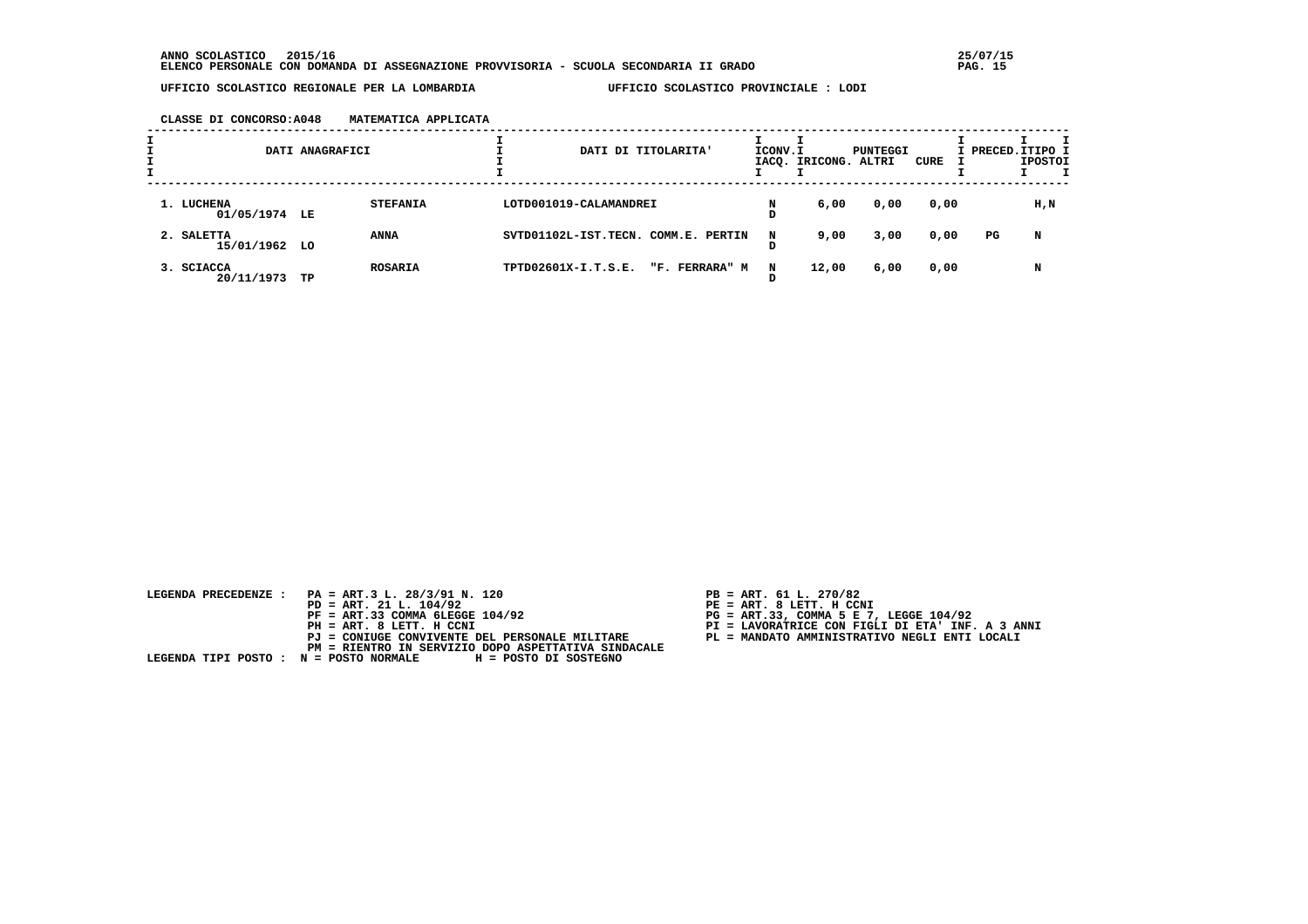**ANNO SCOLASTICO 2015/16**
**ELENCO PERSONALE CON DOMANDA DI ASSEGNAZIONE PROVVISORIA - SCUOLA SECONDARIA II GRADO**

**UFFICIO SCOLASTICO REGIONALE PER LA LOMBARDIA** — **UFFICIO SCOLASTICO PROVINCIALE : LODI**

**CLASSE DI CONCORSO:A048 MATEMATICA APPLICATA**

| DATI ANAGRAFICI | | | DATI DI TITOLARITA' | ICONV. IACQ. | PUNTEGGI RICONG. | ALTRI | CURE | PRECED. | TIPO POSTO |
|---|---|---|---|---|---|---|---|---|---|
| 1. LUCHENA 01/05/1974 | LE | STEFANIA | LOTD001019-CALAMANDREI | N D | 6,00 | 0,00 | 0,00 | | H,N |
| 2. SALETTA 15/01/1962 | LO | ANNA | SVTD01102L-IST.TECN. COMM.E. PERTIN | N D | 9,00 | 3,00 | 0,00 | PG | N |
| 3. SCIACCA 20/11/1973 | TP | ROSARIA | TPTD02601X-I.T.S.E. "F. FERRARA" M | N D | 12,00 | 6,00 | 0,00 | | N |

LEGENDA PRECEDENZE :
- PA = ART.3 L. 28/3/91 N. 120
- PB = ART. 61 L. 270/82
- PD = ART. 21 L. 104/92
- PE = ART. 8 LETT. H CCNI
- PF = ART.33 COMMA 6LEGGE 104/92
- PG = ART.33, COMMA 5 E 7, LEGGE 104/92
- PH = ART. 8 LETT. H CCNI
- PI = LAVORATRICE CON FIGLI DI ETA' INF. A 3 ANNI
- PJ = CONIUGE CONVIVENTE DEL PERSONALE MILITARE
- PL = MANDATO AMMINISTRATIVO NEGLI ENTI LOCALI
- PM = RIENTRO IN SERVIZIO DOPO ASPETTATIVA SINDACALE

LEGENDA TIPI POSTO : N = POSTO NORMALE H = POSTO DI SOSTEGNO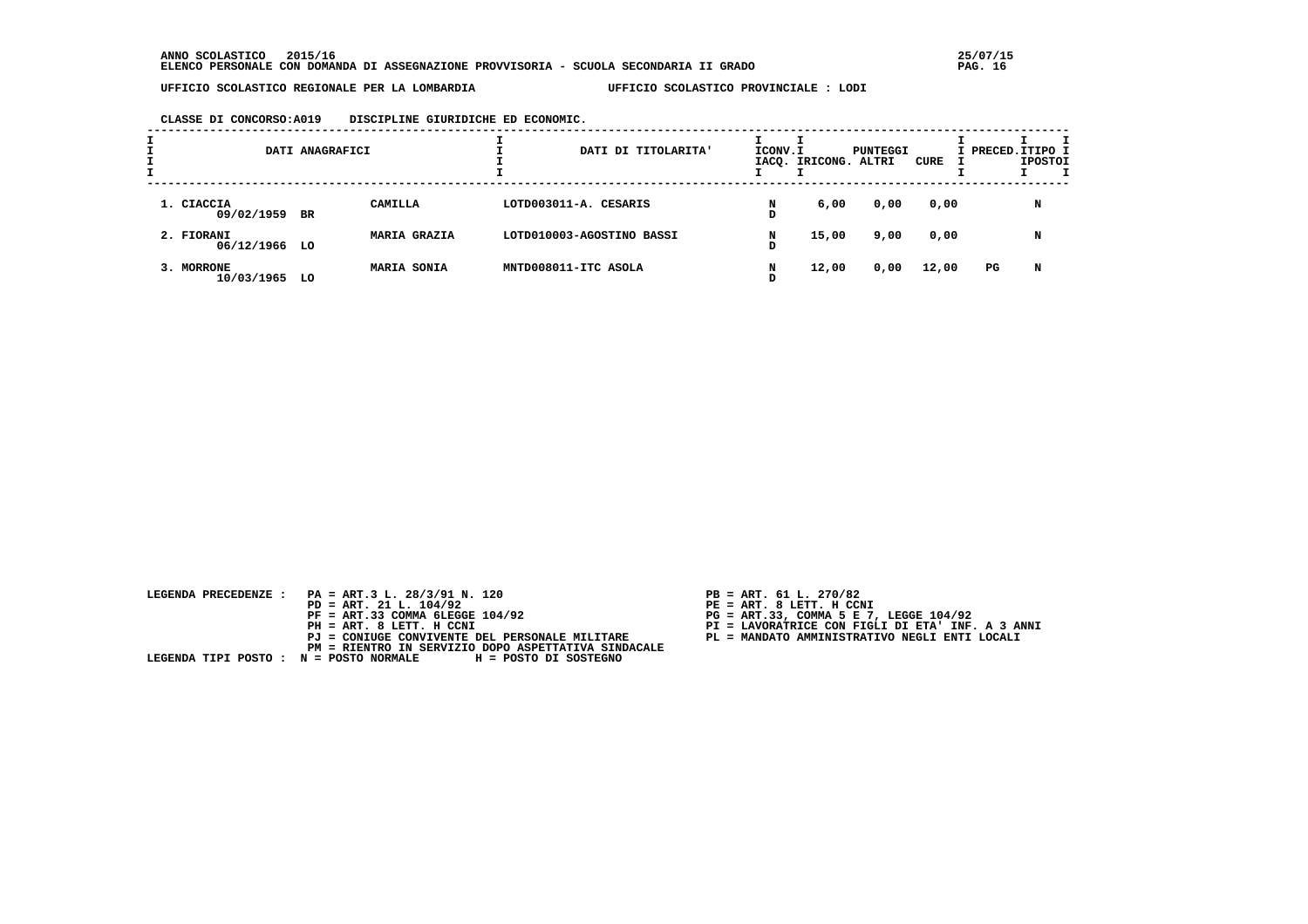ANNO SCOLASTICO 2015/16
ELENCO PERSONALE CON DOMANDA DI ASSEGNAZIONE PROVVISORIA - SCUOLA SECONDARIA II GRADO

25/07/15

UFFICIO SCOLASTICO REGIONALE PER LA LOMBARDIA — UFFICIO SCOLASTICO PROVINCIALE : LODI

CLASSE DI CONCORSO:A019 DISCIPLINE GIURIDICHE ED ECONOMIC.

| DATI ANAGRAFICI | | | DATI DI TITOLARITA' | CONV. ACQ. | PUNTEGGI RICONG. | ALTRI | CURE | PRECED. | TIPO POSTO |
|---|---|---|---|---|---|---|---|---|---|
| 1. CIACCIA 09/02/1959 | BR | CAMILLA | LOTD003011-A. CESARIS | N D | 6,00 | 0,00 | 0,00 | | N |
| 2. FIORANI 06/12/1966 | LO | MARIA GRAZIA | LOTD010003-AGOSTINO BASSI | N D | 15,00 | 9,00 | 0,00 | | N |
| 3. MORRONE 10/03/1965 | LO | MARIA SONIA | MNTD008011-ITC ASOLA | N D | 12,00 | 0,00 | 12,00 | PG | N |

LEGENDA PRECEDENZE :
- PA = ART.3 L. 28/3/91 N. 120
- PB = ART. 61 L. 270/82
- PD = ART. 21 L. 104/92
- PE = ART. 8 LETT. H CCNI
- PF = ART.33 COMMA 6LEGGE 104/92
- PG = ART.33, COMMA 5 E 7, LEGGE 104/92
- PH = ART. 8 LETT. H CCNI
- PI = LAVORATRICE CON FIGLI DI ETA' INF. A 3 ANNI
- PJ = CONIUGE CONVIVENTE DEL PERSONALE MILITARE
- PL = MANDATO AMMINISTRATIVO NEGLI ENTI LOCALI
- PM = RIENTRO IN SERVIZIO DOPO ASPETTATIVA SINDACALE

LEGENDA TIPI POSTO : N = POSTO NORMALE H = POSTO DI SOSTEGNO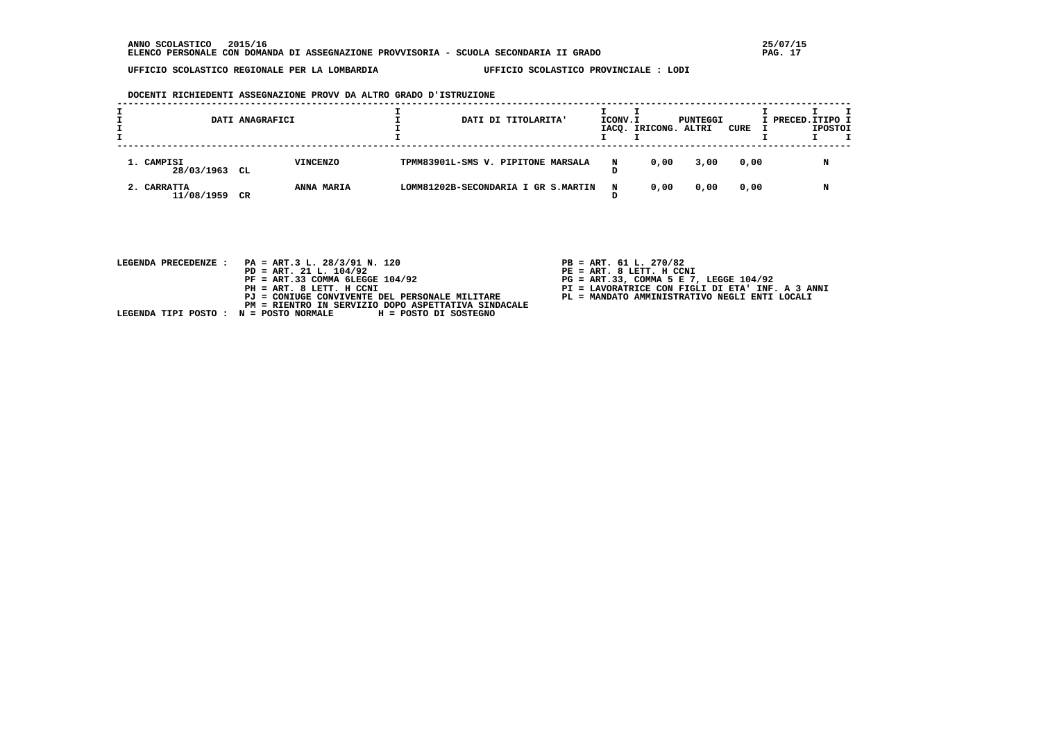**ANNO SCOLASTICO 2015/16**
**ELENCO PERSONALE CON DOMANDA DI ASSEGNAZIONE PROVVISORIA - SCUOLA SECONDARIA II GRADO**

**UFFICIO SCOLASTICO REGIONALE PER LA LOMBARDIA** — **UFFICIO SCOLASTICO PROVINCIALE : LODI**

**DOCENTI RICHIEDENTI ASSEGNAZIONE PROVV DA ALTRO GRADO D'ISTRUZIONE**

| DATI ANAGRAFICI | | | DATI DI TITOLARITA' | CONV. IACQ. | PUNTEGGI RICONG. | ALTRI | CURE | PRECED. | TIPO POSTO |
|---|---|---|---|---|---|---|---|---|---|
| 1. CAMPISI 28/03/1963 | CL | VINCENZO | TPMM83901L-SMS V. PIPITONE MARSALA | N D | 0,00 | 3,00 | 0,00 | | N |
| 2. CARRATTA 11/08/1959 | CR | ANNA MARIA | LOMM81202B-SECONDARIA I GR S.MARTIN | N D | 0,00 | 0,00 | 0,00 | | N |

LEGENDA PRECEDENZE :
PA = ART.3 L. 28/3/91 N. 120
PB = ART. 61 L. 270/82
PD = ART. 21 L. 104/92
PE = ART. 8 LETT. H CCNI
PF = ART.33 COMMA 6LEGGE 104/92
PG = ART.33, COMMA 5 E 7, LEGGE 104/92
PH = ART. 8 LETT. H CCNI
PI = LAVORATRICE CON FIGLI DI ETA' INF. A 3 ANNI
PJ = CONIUGE CONVIVENTE DEL PERSONALE MILITARE
PL = MANDATO AMMINISTRATIVO NEGLI ENTI LOCALI
PM = RIENTRO IN SERVIZIO DOPO ASPETTATIVA SINDACALE

LEGENDA TIPI POSTO : N = POSTO NORMALE H = POSTO DI SOSTEGNO